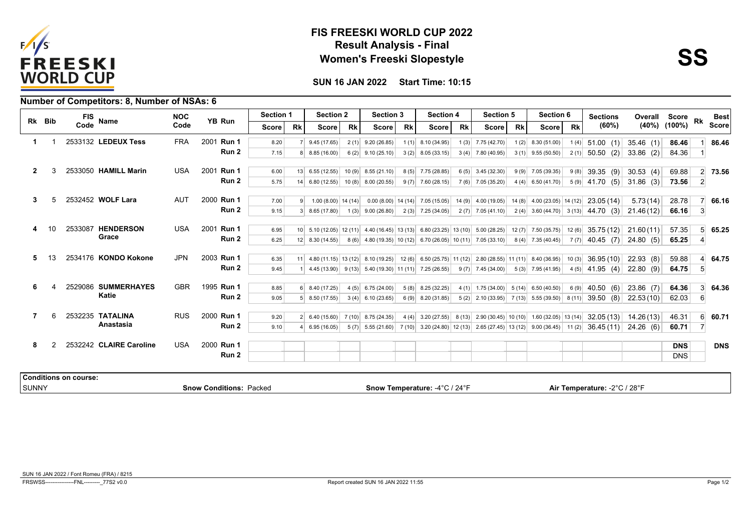# FIS FREESKI WORLD CUP 2022

## Result Analysis - Final

## Women's Freeski Slopestyle

**SS**

**SUN 16 JAN 2022 Start Time: 10:15**

### Number of Competitors: 8, Number of NSAs: 6

| Rk | Bib | FIS Code | Name | NOC Code | YB | Run | Section 1 Score | Rk | Section 2 Score | Rk | Section 3 Score | Rk | Section 4 Score | Rk | Section 5 Score | Rk | Section 6 Score | Rk | Sections (60%) | Overall (40%) | Score (100%) | Rk | Best Score |
|---|---|---|---|---|---|---|---|---|---|---|---|---|---|---|---|---|---|---|---|---|---|---|---|
| 1 | 1 | 2533132 | LEDEUX Tess | FRA | 2001 | Run 1 | 8.20 | 7 | 9.45 (17.65) | 2 (1) | 9.20 (26.85) | 1 (1) | 8.10 (34.95) | 1 (3) | 7.75 (42.70) | 1 (2) | 8.30 (51.00) | 1 (4) | 51.00 (1) | 35.46 (1) | **86.46** | 1 | **86.46** |
| | | | | | | Run 2 | 7.15 | 8 | 8.85 (16.00) | 6 (2) | 9.10 (25.10) | 3 (2) | 8.05 (33.15) | 3 (4) | 7.80 (40.95) | 3 (1) | 9.55 (50.50) | 2 (1) | 50.50 (2) | 33.86 (2) | 84.36 | 1 | |
| 2 | 3 | 2533050 | HAMILL Marin | USA | 2001 | Run 1 | 6.00 | 13 | 6.55 (12.55) | 10 (9) | 8.55 (21.10) | 8 (5) | 7.75 (28.85) | 6 (5) | 3.45 (32.30) | 9 (9) | 7.05 (39.35) | 9 (8) | 39.35 (9) | 30.53 (4) | 69.88 | 2 | **73.56** |
| | | | | | | Run 2 | 5.75 | 14 | 6.80 (12.55) | 10 (8) | 8.00 (20.55) | 9 (7) | 7.60 (28.15) | 7 (6) | 7.05 (35.20) | 4 (4) | 6.50 (41.70) | 5 (9) | 41.70 (5) | 31.86 (3) | **73.56** | 2 | |
| 3 | 5 | 2532452 | WOLF Lara | AUT | 2000 | Run 1 | 7.00 | 9 | 1.00 (8.00) | 14 (14) | 0.00 (8.00) | 14 (14) | 7.05 (15.05) | 14 (9) | 4.00 (19.05) | 14 (8) | 4.00 (23.05) | 14 (12) | 23.05 (14) | 5.73 (14) | 28.78 | 7 | **66.16** |
| | | | | | | Run 2 | 9.15 | 3 | 8.65 (17.80) | 1 (3) | 9.00 (26.80) | 2 (3) | 7.25 (34.05) | 2 (7) | 7.05 (41.10) | 2 (4) | 3.60 (44.70) | 3 (13) | 44.70 (3) | 21.46 (12) | **66.16** | 3 | |
| 4 | 10 | 2533087 | HENDERSON Grace | USA | 2001 | Run 1 | 6.95 | 10 | 5.10 (12.05) | 12 (11) | 4.40 (16.45) | 13 (13) | 6.80 (23.25) | 13 (10) | 5.00 (28.25) | 12 (7) | 7.50 (35.75) | 12 (6) | 35.75 (12) | 21.60 (11) | 57.35 | 5 | **65.25** |
| | | | | | | Run 2 | 6.25 | 12 | 8.30 (14.55) | 8 (6) | 4.80 (19.35) | 10 (12) | 6.70 (26.05) | 10 (11) | 7.05 (33.10) | 8 (4) | 7.35 (40.45) | 7 (7) | 40.45 (7) | 24.80 (5) | **65.25** | 4 | |
| 5 | 13 | 2534176 | KONDO Kokone | JPN | 2003 | Run 1 | 6.35 | 11 | 4.80 (11.15) | 13 (12) | 8.10 (19.25) | 12 (6) | 6.50 (25.75) | 11 (12) | 2.80 (28.55) | 11 (11) | 8.40 (36.95) | 10 (3) | 36.95 (10) | 22.93 (8) | 59.88 | 4 | **64.75** |
| | | | | | | Run 2 | 9.45 | 1 | 4.45 (13.90) | 9 (13) | 5.40 (19.30) | 11 (11) | 7.25 (26.55) | 9 (7) | 7.45 (34.00) | 5 (3) | 7.95 (41.95) | 4 (5) | 41.95 (4) | 22.80 (9) | **64.75** | 5 | |
| 6 | 4 | 2529086 | SUMMERHAYES Katie | GBR | 1995 | Run 1 | 8.85 | 6 | 8.40 (17.25) | 4 (5) | 6.75 (24.00) | 5 (8) | 8.25 (32.25) | 4 (1) | 1.75 (34.00) | 5 (14) | 6.50 (40.50) | 6 (9) | 40.50 (6) | 23.86 (7) | **64.36** | 3 | **64.36** |
| | | | | | | Run 2 | 9.05 | 5 | 8.50 (17.55) | 3 (4) | 6.10 (23.65) | 6 (9) | 8.20 (31.85) | 5 (2) | 2.10 (33.95) | 7 (13) | 5.55 (39.50) | 8 (11) | 39.50 (8) | 22.53 (10) | 62.03 | 6 | |
| 7 | 6 | 2532235 | TATALINA Anastasia | RUS | 2000 | Run 1 | 9.20 | 2 | 6.40 (15.60) | 7 (10) | 8.75 (24.35) | 4 (4) | 3.20 (27.55) | 8 (13) | 2.90 (30.45) | 10 (10) | 1.60 (32.05) | 13 (14) | 32.05 (13) | 14.26 (13) | 46.31 | 6 | **60.71** |
| | | | | | | Run 2 | 9.10 | 4 | 6.95 (16.05) | 5 (7) | 5.55 (21.60) | 7 (10) | 3.20 (24.80) | 12 (13) | 2.65 (27.45) | 13 (12) | 9.00 (36.45) | 11 (2) | 36.45 (11) | 24.26 (6) | **60.71** | 7 | |
| 8 | 2 | 2532242 | CLAIRE Caroline | USA | 2000 | Run 1 | | | | | | | | | | | | | | | **DNS** | | **DNS** |
| | | | | | | Run 2 | | | | | | | | | | | | | | | DNS | | |

**Conditions on course:**

| SUNNY | Snow Conditions: Packed | Snow Temperature: -4°C / 24°F | Air Temperature: -2°C / 28°F |
|---|---|---|---|

SUN 16 JAN 2022 / Font Romeu (FRA) / 8215

FRSWSS----------------FNL---------_77S2 v0.0 Report created SUN 16 JAN 2022 11:55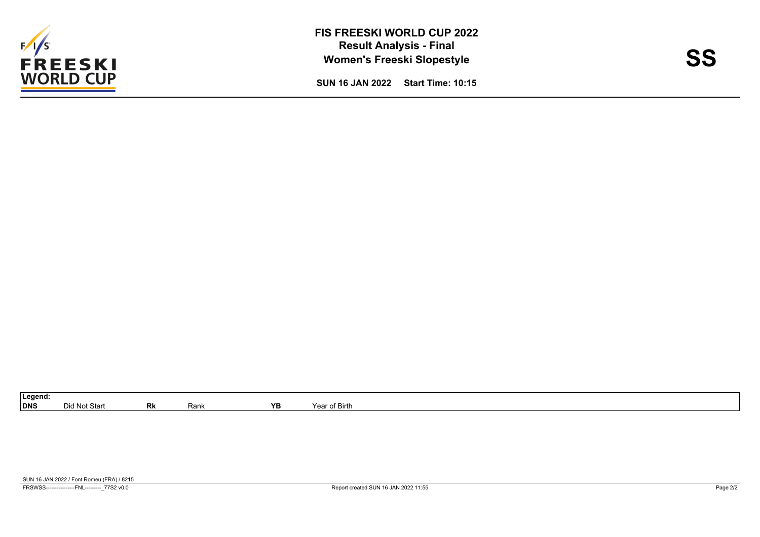# FIS FREESKI WORLD CUP 2022

**Result Analysis - Final**

**Women's Freeski Slopestyle**

**SS**

**SUN 16 JAN 2022 Start Time: 10:15**

| **Legend:** | | | | | |
|---|---|---|---|---|---|
| **DNS** | Did Not Start | **Rk** | Rank | **YB** | Year of Birth |

SUN 16 JAN 2022 / Font Romeu (FRA) / 8215

FRSWSS----------------FNL---------_77S2 v0.0

Report created SUN 16 JAN 2022 11:55